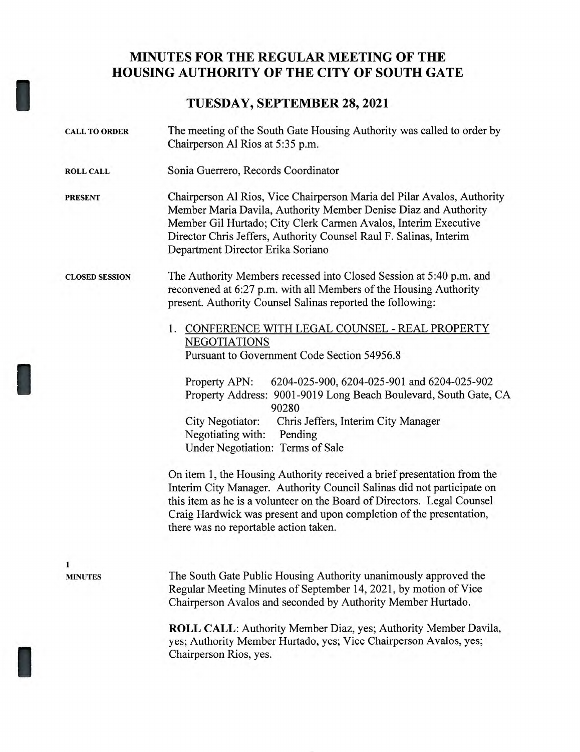# MINUTES FOR THE REGULAR MEETING OF THE HOUSING AUTHORITY OF THE CITY OF SOUTH GATE

## TUESDAY, SEPTEMBER 28, 2021

**CALL TO ORDER**

The meeting of the South Gate Housing Authority was called to order by Chairperson Al Rios at 5:35 p.m.

**ROLL CALL**

Sonia Guerrero, Records Coordinator

**PRESENT**

Chairperson Al Rios, Vice Chairperson Maria del Pilar Avalos, Authority Member Maria Davila, Authority Member Denise Diaz and Authority Member Gil Hurtado; City Clerk Carmen Avalos, Interim Executive Director Chris Jeffers, Authority Counsel Raul F. Salinas, Interim Department Director Erika Soriano

**CLOSED SESSION**

The Authority Members recessed into Closed Session at 5:40 p.m. and reconvened at 6:27 p.m. with all Members of the Housing Authority present. Authority Counsel Salinas reported the following:

1. CONFERENCE WITH LEGAL COUNSEL - REAL PROPERTY NEGOTIATIONS
   Pursuant to Government Code Section 54956.8

   Property APN: 6204-025-900, 6204-025-901 and 6204-025-902
   Property Address: 9001-9019 Long Beach Boulevard, South Gate, CA 90280
   City Negotiator: Chris Jeffers, Interim City Manager
   Negotiating with: Pending
   Under Negotiation: Terms of Sale

On item 1, the Housing Authority received a brief presentation from the Interim City Manager. Authority Council Salinas did not participate on this item as he is a volunteer on the Board of Directors. Legal Counsel Craig Hardwick was present and upon completion of the presentation, there was no reportable action taken.

**1**
**MINUTES**

The South Gate Public Housing Authority unanimously approved the Regular Meeting Minutes of September 14, 2021, by motion of Vice Chairperson Avalos and seconded by Authority Member Hurtado.

**ROLL CALL**: Authority Member Diaz, yes; Authority Member Davila, yes; Authority Member Hurtado, yes; Vice Chairperson Avalos, yes; Chairperson Rios, yes.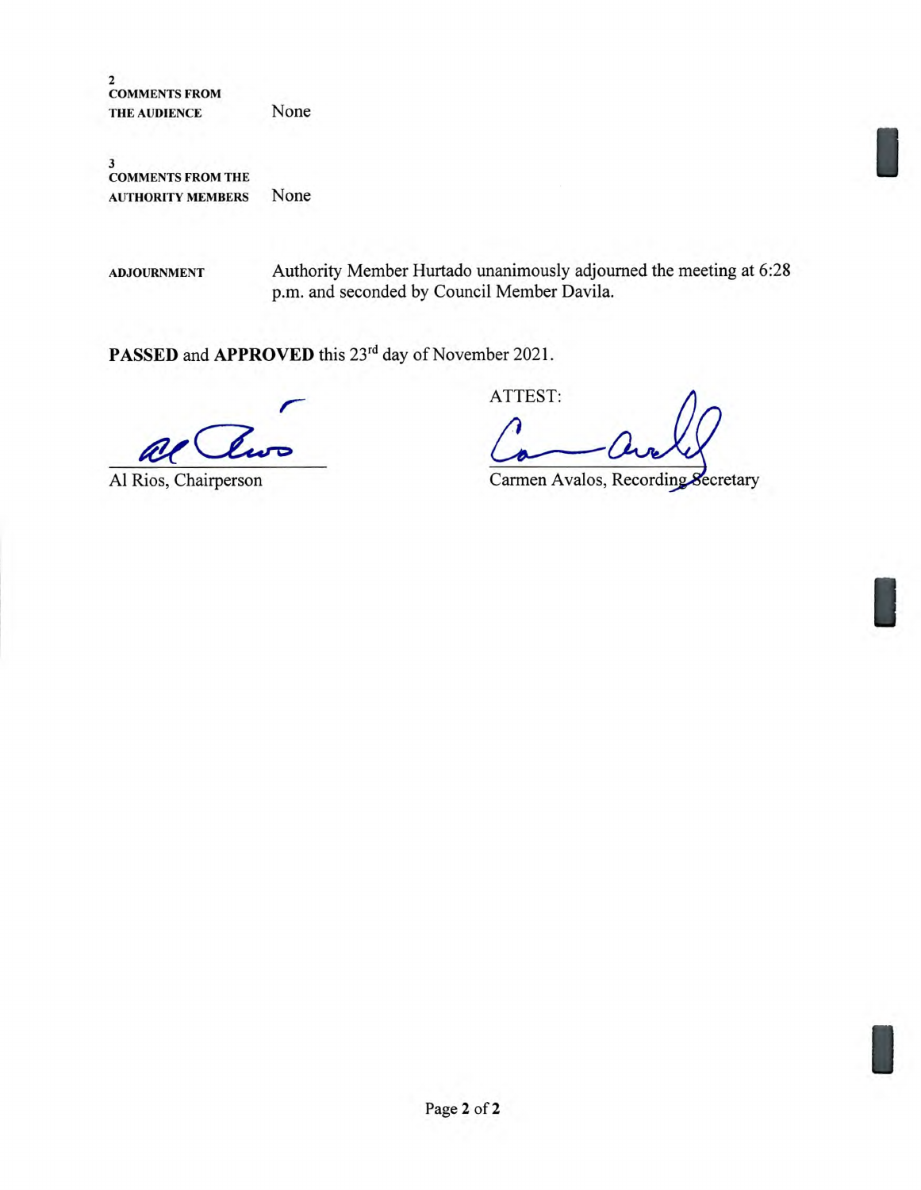**2**
**COMMENTS FROM THE AUDIENCE** None

**3**
**COMMENTS FROM THE AUTHORITY MEMBERS** None

**ADJOURNMENT** Authority Member Hurtado unanimously adjourned the meeting at 6:28 p.m. and seconded by Council Member Davila.

**PASSED** and **APPROVED** this 23rd day of November 2021.

Al Rios, Chairperson

ATTEST:

Carmen Avalos, Recording Secretary